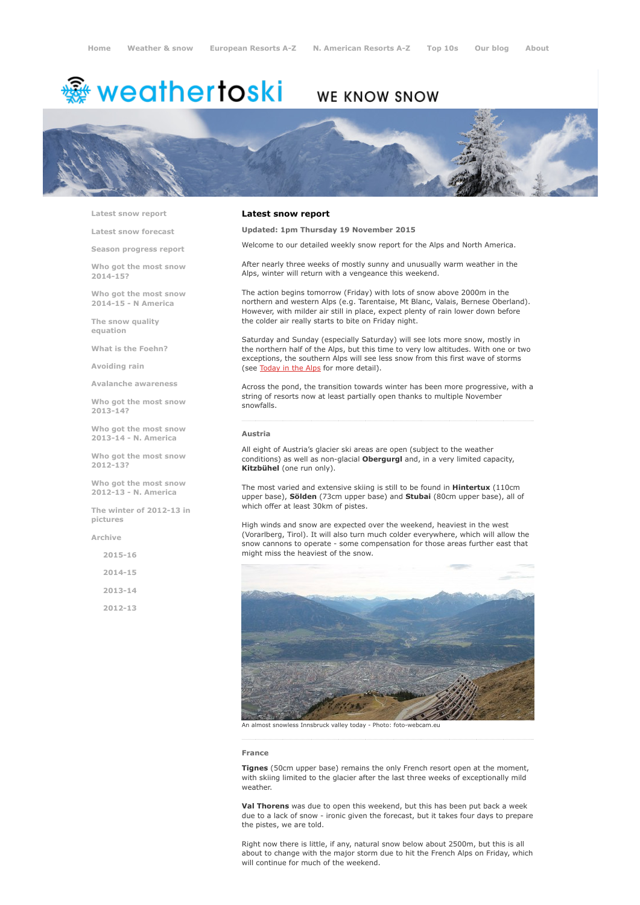Home Weather & snow European Resorts A-Z N. American Resorts A-Z Top 10s Our blog About

weathertoski WE KNOW SNOW

- Latest snow report
- Latest snow forecast
- Season progress report
- Who got the most snow 2014-15?
- Who got the most snow 2014-15 - N America
- The snow quality equation
- What is the Foehn?
- Avoiding rain
- Avalanche awareness
- Who got the most snow 2013-14?
- Who got the most snow 2013-14 - N. America
- Who got the most snow 2012-13?
- Who got the most snow 2012-13 - N. America
- The winter of 2012-13 in pictures
- Archive
  - 2015-16
  - 2014-15
  - 2013-14
  - 2012-13

## Latest snow report

**Updated: 1pm Thursday 19 November 2015**

Welcome to our detailed weekly snow report for the Alps and North America.

After nearly three weeks of mostly sunny and unusually warm weather in the Alps, winter will return with a vengeance this weekend.

The action begins tomorrow (Friday) with lots of snow above 2000m in the northern and western Alps (e.g. Tarentaise, Mt Blanc, Valais, Bernese Oberland). However, with milder air still in place, expect plenty of rain lower down before the colder air really starts to bite on Friday night.

Saturday and Sunday (especially Saturday) will see lots more snow, mostly in the northern half of the Alps, but this time to very low altitudes. With one or two exceptions, the southern Alps will see less snow from this first wave of storms (see Today in the Alps for more detail).

Across the pond, the transition towards winter has been more progressive, with a string of resorts now at least partially open thanks to multiple November snowfalls.

### Austria

All eight of Austria's glacier ski areas are open (subject to the weather conditions) as well as non-glacial **Obergurgl** and, in a very limited capacity, **Kitzbühel** (one run only).

The most varied and extensive skiing is still to be found in **Hintertux** (110cm upper base), **Sölden** (73cm upper base) and **Stubai** (80cm upper base), all of which offer at least 30km of pistes.

High winds and snow are expected over the weekend, heaviest in the west (Vorarlberg, Tirol). It will also turn much colder everywhere, which will allow the snow cannons to operate - some compensation for those areas further east that might miss the heaviest of the snow.

An almost snowless Innsbruck valley today - Photo: foto-webcam.eu

### France

**Tignes** (50cm upper base) remains the only French resort open at the moment, with skiing limited to the glacier after the last three weeks of exceptionally mild weather.

**Val Thorens** was due to open this weekend, but this has been put back a week due to a lack of snow - ironic given the forecast, but it takes four days to prepare the pistes, we are told.

Right now there is little, if any, natural snow below about 2500m, but this is all about to change with the major storm due to hit the French Alps on Friday, which will continue for much of the weekend.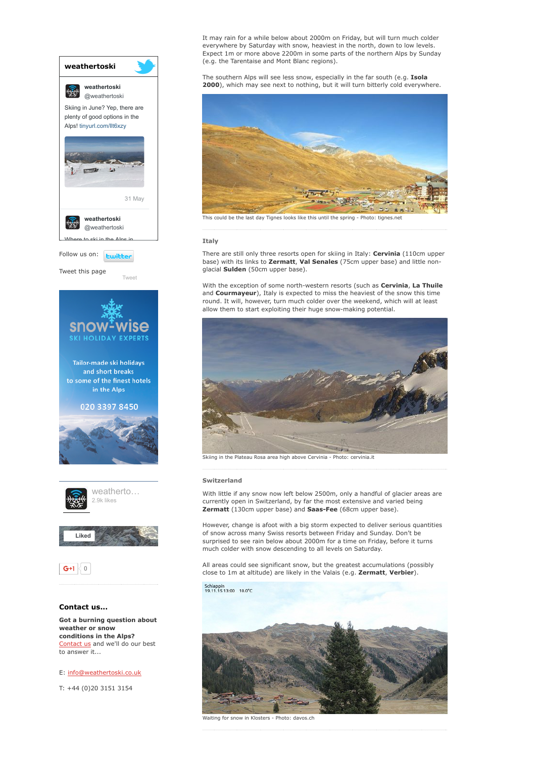It may rain for a while below about 2000m on Friday, but will turn much colder everywhere by Saturday with snow, heaviest in the north, down to low levels. Expect 1m or more above 2200m in some parts of the northern Alps by Sunday (e.g. the Tarentaise and Mont Blanc regions).

The southern Alps will see less snow, especially in the far south (e.g. **Isola 2000**), which may see next to nothing, but it will turn bitterly cold everywhere.

This could be the last day Tignes looks like this until the spring - Photo: tignes.net

### Italy

There are still only three resorts open for skiing in Italy: **Cervinia** (110cm upper base) with its links to **Zermatt**, **Val Senales** (75cm upper base) and little non-glacial **Sulden** (50cm upper base).

With the exception of some north-western resorts (such as **Cervinia**, **La Thuile** and **Courmayeur**), Italy is expected to miss the heaviest of the snow this time round. It will, however, turn much colder over the weekend, which will at least allow them to start exploiting their huge snow-making potential.

Skiing in the Plateau Rosa area high above Cervinia - Photo: cervinia.it

### Switzerland

With little if any snow now left below 2500m, only a handful of glacier areas are currently open in Switzerland, by far the most extensive and varied being **Zermatt** (130cm upper base) and **Saas-Fee** (68cm upper base).

However, change is afoot with a big storm expected to deliver serious quantities of snow across many Swiss resorts between Friday and Sunday. Don't be surprised to see rain below about 2000m for a time on Friday, before it turns much colder with snow descending to all levels on Saturday.

All areas could see significant snow, but the greatest accumulations (possibly close to 1m at altitude) are likely in the Valais (e.g. **Zermatt**, **Verbier**).

Waiting for snow in Klosters - Photo: davos.ch

weathertoski

weathertoski @weathertoski

Skiing in June? Yep, there are plenty of good options in the Alps! tinyurl.com/llt6xzy

31 May

weathertoski @weathertoski

Follow us on: twitter

Tweet this page

### Contact us...

**Got a burning question about weather or snow conditions in the Alps?** Contact us and we'll do our best to answer it...

E: info@weathertoski.co.uk

T: +44 (0)20 3151 3154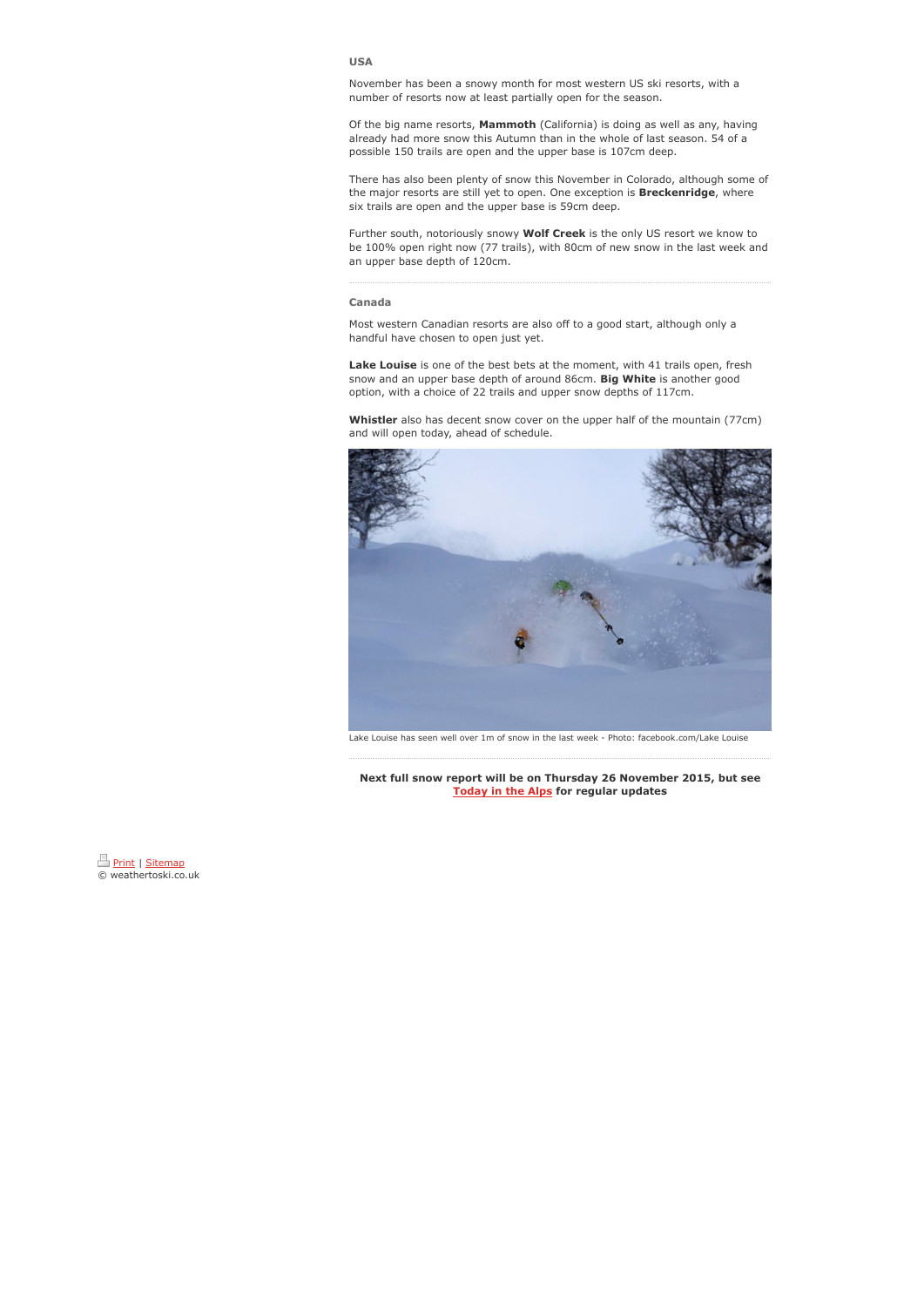### USA

November has been a snowy month for most western US ski resorts, with a number of resorts now at least partially open for the season.

Of the big name resorts, **Mammoth** (California) is doing as well as any, having already had more snow this Autumn than in the whole of last season. 54 of a possible 150 trails are open and the upper base is 107cm deep.

There has also been plenty of snow this November in Colorado, although some of the major resorts are still yet to open. One exception is **Breckenridge**, where six trails are open and the upper base is 59cm deep.

Further south, notoriously snowy **Wolf Creek** is the only US resort we know to be 100% open right now (77 trails), with 80cm of new snow in the last week and an upper base depth of 120cm.

---

### Canada

Most western Canadian resorts are also off to a good start, although only a handful have chosen to open just yet.

**Lake Louise** is one of the best bets at the moment, with 41 trails open, fresh snow and an upper base depth of around 86cm. **Big White** is another good option, with a choice of 22 trails and upper snow depths of 117cm.

**Whistler** also has decent snow cover on the upper half of the mountain (77cm) and will open today, ahead of schedule.

Lake Louise has seen well over 1m of snow in the last week - Photo: facebook.com/Lake Louise

---

**Next full snow report will be on Thursday 26 November 2015, but see Today in the Alps for regular updates**

Print | Sitemap
© weathertoski.co.uk